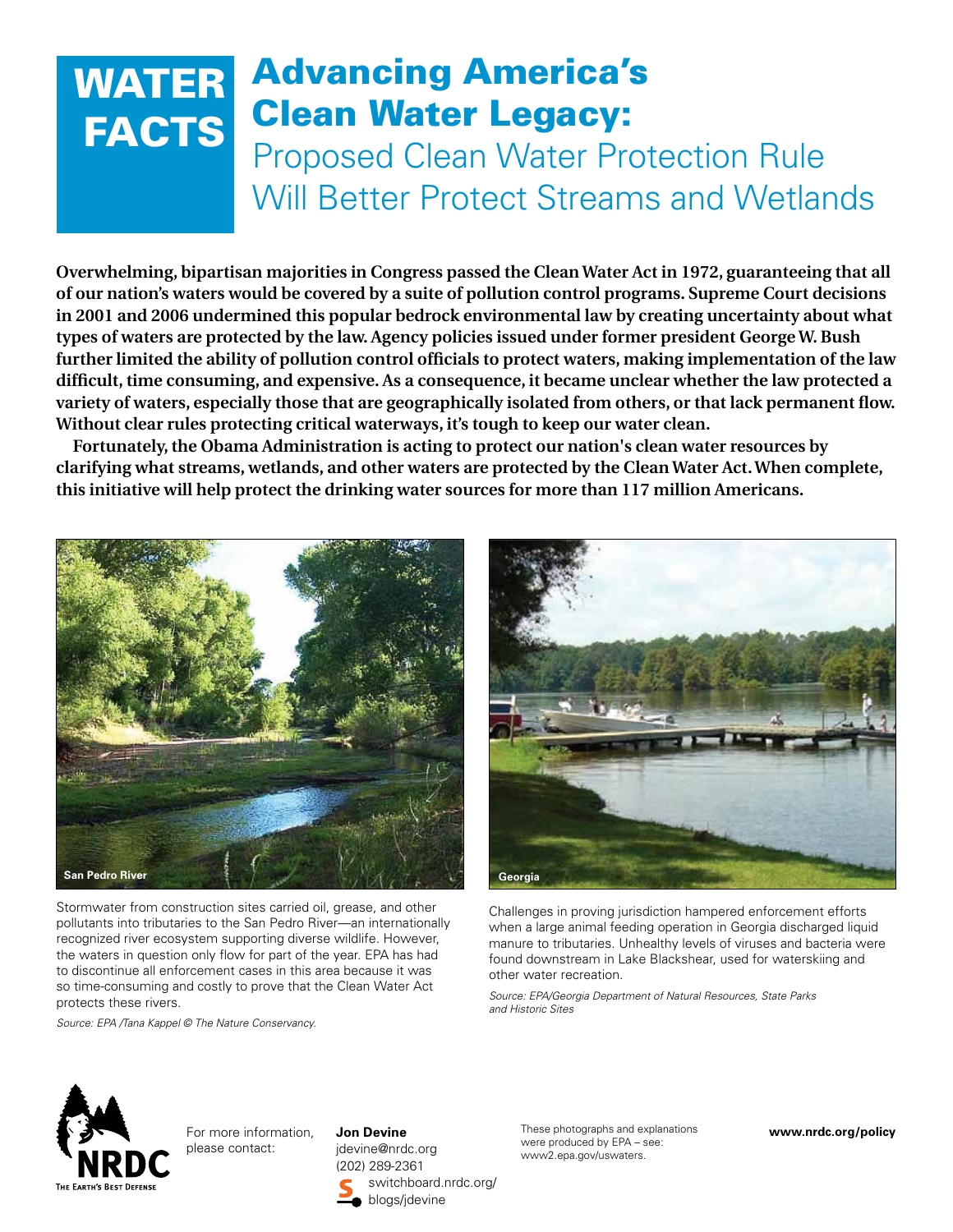# WATER FACTS

# Advancing America's Clean Water Legacy:

## Proposed Clean Water Protection Rule Will Better Protect Streams and Wetlands

**Overwhelming, bipartisan majorities in Congress passed the Clean Water Act in 1972, guaranteeing that all of our nation's waters would be covered by a suite of pollution control programs. Supreme Court decisions in 2001 and 2006 undermined this popular bedrock environmental law by creating uncertainty about what types of waters are protected by the law. Agency policies issued under former president George W. Bush further limited the ability of pollution control officials to protect waters, making implementation of the law difficult, time consuming, and expensive. As a consequence, it became unclear whether the law protected a variety of waters, especially those that are geographically isolated from others, or that lack permanent flow. Without clear rules protecting critical waterways, it's tough to keep our water clean.**

**Fortunately, the Obama Administration is acting to protect our nation's clean water resources by clarifying what streams, wetlands, and other waters are protected by the Clean Water Act. When complete, this initiative will help protect the drinking water sources for more than 117 million Americans.**

**San Pedro River**

Stormwater from construction sites carried oil, grease, and other pollutants into tributaries to the San Pedro River—an internationally recognized river ecosystem supporting diverse wildlife. However, the waters in question only flow for part of the year. EPA has had to discontinue all enforcement cases in this area because it was so time-consuming and costly to prove that the Clean Water Act protects these rivers.

*Source: EPA /Tana Kappel © The Nature Conservancy.*

**Georgia**

Challenges in proving jurisdiction hampered enforcement efforts when a large animal feeding operation in Georgia discharged liquid manure to tributaries. Unhealthy levels of viruses and bacteria were found downstream in Lake Blackshear, used for waterskiing and other water recreation.

*Source: EPA/Georgia Department of Natural Resources, State Parks and Historic Sites*

NRDC — The Earth's Best Defense

For more information, please contact:

**Jon Devine**
jdevine@nrdc.org
(202) 289-2361
switchboard.nrdc.org/blogs/jdevine

These photographs and explanations were produced by EPA – see: www2.epa.gov/uswaters.

**www.nrdc.org/policy**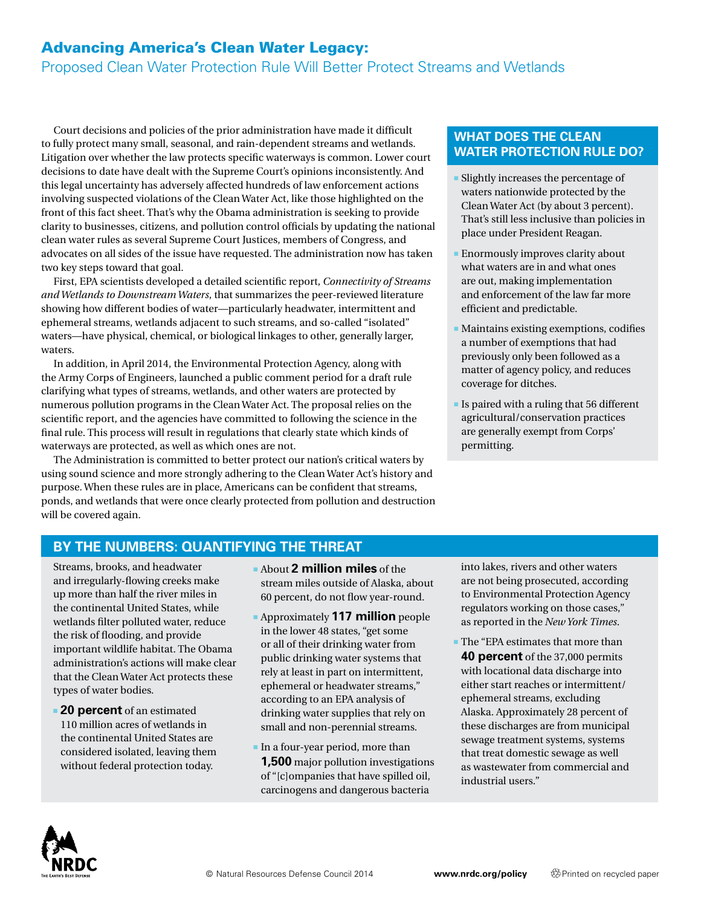# Advancing America's Clean Water Legacy:

## Proposed Clean Water Protection Rule Will Better Protect Streams and Wetlands

Court decisions and policies of the prior administration have made it difficult to fully protect many small, seasonal, and rain-dependent streams and wetlands. Litigation over whether the law protects specific waterways is common. Lower court decisions to date have dealt with the Supreme Court's opinions inconsistently. And this legal uncertainty has adversely affected hundreds of law enforcement actions involving suspected violations of the Clean Water Act, like those highlighted on the front of this fact sheet. That's why the Obama administration is seeking to provide clarity to businesses, citizens, and pollution control officials by updating the national clean water rules as several Supreme Court Justices, members of Congress, and advocates on all sides of the issue have requested. The administration now has taken two key steps toward that goal.

First, EPA scientists developed a detailed scientific report, *Connectivity of Streams and Wetlands to Downstream Waters*, that summarizes the peer-reviewed literature showing how different bodies of water—particularly headwater, intermittent and ephemeral streams, wetlands adjacent to such streams, and so-called "isolated" waters—have physical, chemical, or biological linkages to other, generally larger, waters.

In addition, in April 2014, the Environmental Protection Agency, along with the Army Corps of Engineers, launched a public comment period for a draft rule clarifying what types of streams, wetlands, and other waters are protected by numerous pollution programs in the Clean Water Act. The proposal relies on the scientific report, and the agencies have committed to following the science in the final rule. This process will result in regulations that clearly state which kinds of waterways are protected, as well as which ones are not.

The Administration is committed to better protect our nation's critical waters by using sound science and more strongly adhering to the Clean Water Act's history and purpose. When these rules are in place, Americans can be confident that streams, ponds, and wetlands that were once clearly protected from pollution and destruction will be covered again.

### WHAT DOES THE CLEAN WATER PROTECTION RULE DO?

- Slightly increases the percentage of waters nationwide protected by the Clean Water Act (by about 3 percent). That's still less inclusive than policies in place under President Reagan.
- Enormously improves clarity about what waters are in and what ones are out, making implementation and enforcement of the law far more efficient and predictable.
- Maintains existing exemptions, codifies a number of exemptions that had previously only been followed as a matter of agency policy, and reduces coverage for ditches.
- Is paired with a ruling that 56 different agricultural/conservation practices are generally exempt from Corps' permitting.

### BY THE NUMBERS: QUANTIFYING THE THREAT

Streams, brooks, and headwater and irregularly-flowing creeks make up more than half the river miles in the continental United States, while wetlands filter polluted water, reduce the risk of flooding, and provide important wildlife habitat. The Obama administration's actions will make clear that the Clean Water Act protects these types of water bodies.

- **20 percent** of an estimated 110 million acres of wetlands in the continental United States are considered isolated, leaving them without federal protection today.
- About **2 million miles** of the stream miles outside of Alaska, about 60 percent, do not flow year-round.
- Approximately **117 million** people in the lower 48 states, "get some or all of their drinking water from public drinking water systems that rely at least in part on intermittent, ephemeral or headwater streams," according to an EPA analysis of drinking water supplies that rely on small and non-perennial streams.
- In a four-year period, more than **1,500** major pollution investigations of "[c]ompanies that have spilled oil, carcinogens and dangerous bacteria into lakes, rivers and other waters are not being prosecuted, according to Environmental Protection Agency regulators working on those cases," as reported in the *New York Times*.
- The "EPA estimates that more than **40 percent** of the 37,000 permits with locational data discharge into either start reaches or intermittent/ephemeral streams, excluding Alaska. Approximately 28 percent of these discharges are from municipal sewage treatment systems, systems that treat domestic sewage as well as wastewater from commercial and industrial users."

NRDC THE EARTH'S BEST DEFENSE

© Natural Resources Defense Council 2014 www.nrdc.org/policy Printed on recycled paper